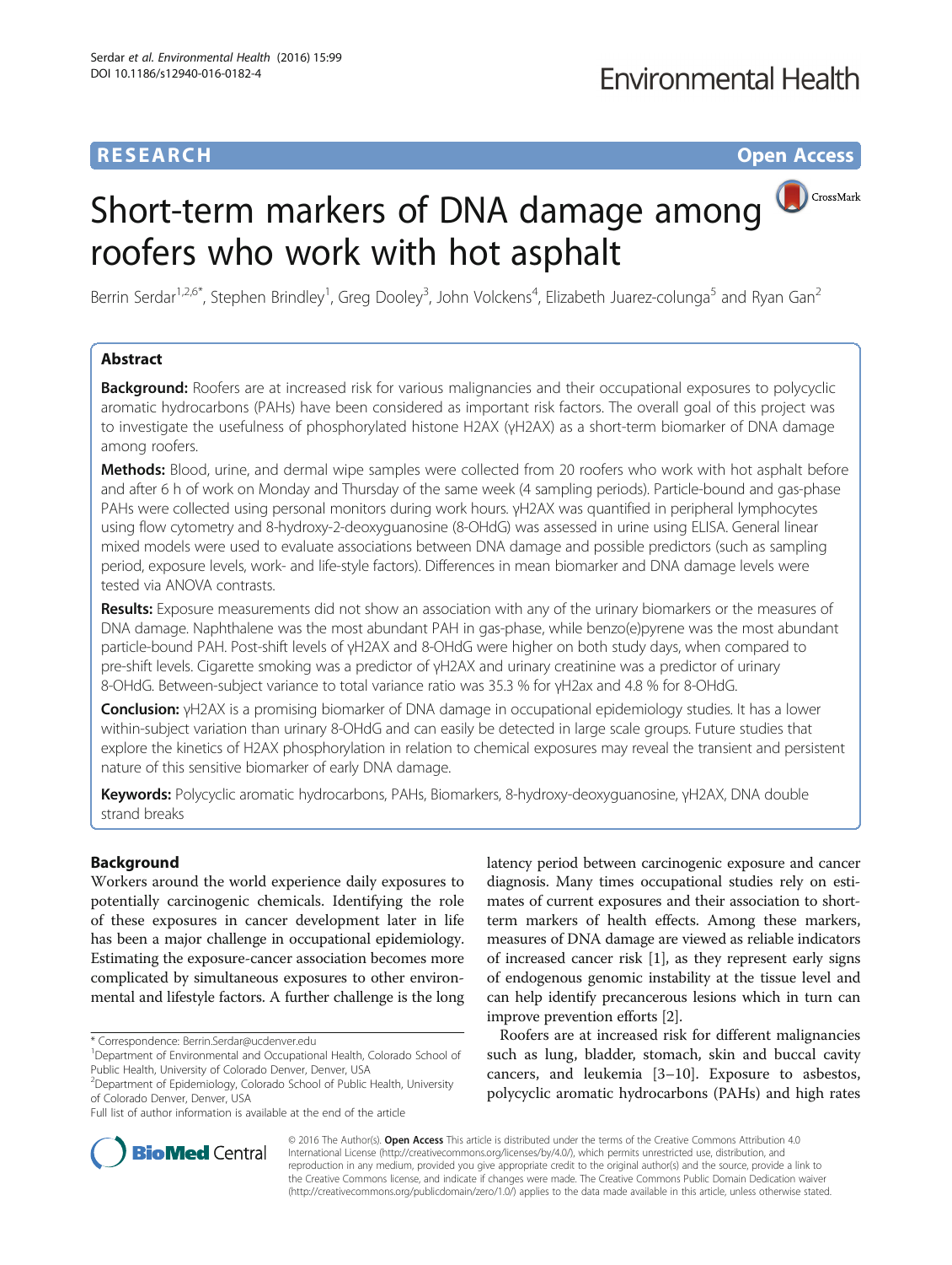**RESEARCH** **Open Access**

# Short-term markers of DNA damage among roofers who work with hot asphalt

Berrin Serdar[1,2,6*], Stephen Brindley[1], Greg Dooley[3], John Volckens[4], Elizabeth Juarez-colunga[5] and Ryan Gan[2]

## Abstract

**Background:** Roofers are at increased risk for various malignancies and their occupational exposures to polycyclic aromatic hydrocarbons (PAHs) have been considered as important risk factors. The overall goal of this project was to investigate the usefulness of phosphorylated histone H2AX (γH2AX) as a short-term biomarker of DNA damage among roofers.

**Methods:** Blood, urine, and dermal wipe samples were collected from 20 roofers who work with hot asphalt before and after 6 h of work on Monday and Thursday of the same week (4 sampling periods). Particle-bound and gas-phase PAHs were collected using personal monitors during work hours. γH2AX was quantified in peripheral lymphocytes using flow cytometry and 8-hydroxy-2-deoxyguanosine (8-OHdG) was assessed in urine using ELISA. General linear mixed models were used to evaluate associations between DNA damage and possible predictors (such as sampling period, exposure levels, work- and life-style factors). Differences in mean biomarker and DNA damage levels were tested via ANOVA contrasts.

**Results:** Exposure measurements did not show an association with any of the urinary biomarkers or the measures of DNA damage. Naphthalene was the most abundant PAH in gas-phase, while benzo(e)pyrene was the most abundant particle-bound PAH. Post-shift levels of γH2AX and 8-OHdG were higher on both study days, when compared to pre-shift levels. Cigarette smoking was a predictor of γH2AX and urinary creatinine was a predictor of urinary 8-OHdG. Between-subject variance to total variance ratio was 35.3 % for γH2ax and 4.8 % for 8-OHdG.

**Conclusion:** γH2AX is a promising biomarker of DNA damage in occupational epidemiology studies. It has a lower within-subject variation than urinary 8-OHdG and can easily be detected in large scale groups. Future studies that explore the kinetics of H2AX phosphorylation in relation to chemical exposures may reveal the transient and persistent nature of this sensitive biomarker of early DNA damage.

**Keywords:** Polycyclic aromatic hydrocarbons, PAHs, Biomarkers, 8-hydroxy-deoxyguanosine, γH2AX, DNA double strand breaks

## Background

Workers around the world experience daily exposures to potentially carcinogenic chemicals. Identifying the role of these exposures in cancer development later in life has been a major challenge in occupational epidemiology. Estimating the exposure-cancer association becomes more complicated by simultaneous exposures to other environmental and lifestyle factors. A further challenge is the long latency period between carcinogenic exposure and cancer diagnosis. Many times occupational studies rely on estimates of current exposures and their association to short-term markers of health effects. Among these markers, measures of DNA damage are viewed as reliable indicators of increased cancer risk [1], as they represent early signs of endogenous genomic instability at the tissue level and can help identify precancerous lesions which in turn can improve prevention efforts [2].

Roofers are at increased risk for different malignancies such as lung, bladder, stomach, skin and buccal cavity cancers, and leukemia [3–10]. Exposure to asbestos, polycyclic aromatic hydrocarbons (PAHs) and high rates

\* Correspondence: Berrin.Serdar@ucdenver.edu
[1]Department of Environmental and Occupational Health, Colorado School of Public Health, University of Colorado Denver, Denver, USA
[2]Department of Epidemiology, Colorado School of Public Health, University of Colorado Denver, Denver, USA
Full list of author information is available at the end of the article

© 2016 The Author(s). **Open Access** This article is distributed under the terms of the Creative Commons Attribution 4.0 International License (http://creativecommons.org/licenses/by/4.0/), which permits unrestricted use, distribution, and reproduction in any medium, provided you give appropriate credit to the original author(s) and the source, provide a link to the Creative Commons license, and indicate if changes were made. The Creative Commons Public Domain Dedication waiver (http://creativecommons.org/publicdomain/zero/1.0/) applies to the data made available in this article, unless otherwise stated.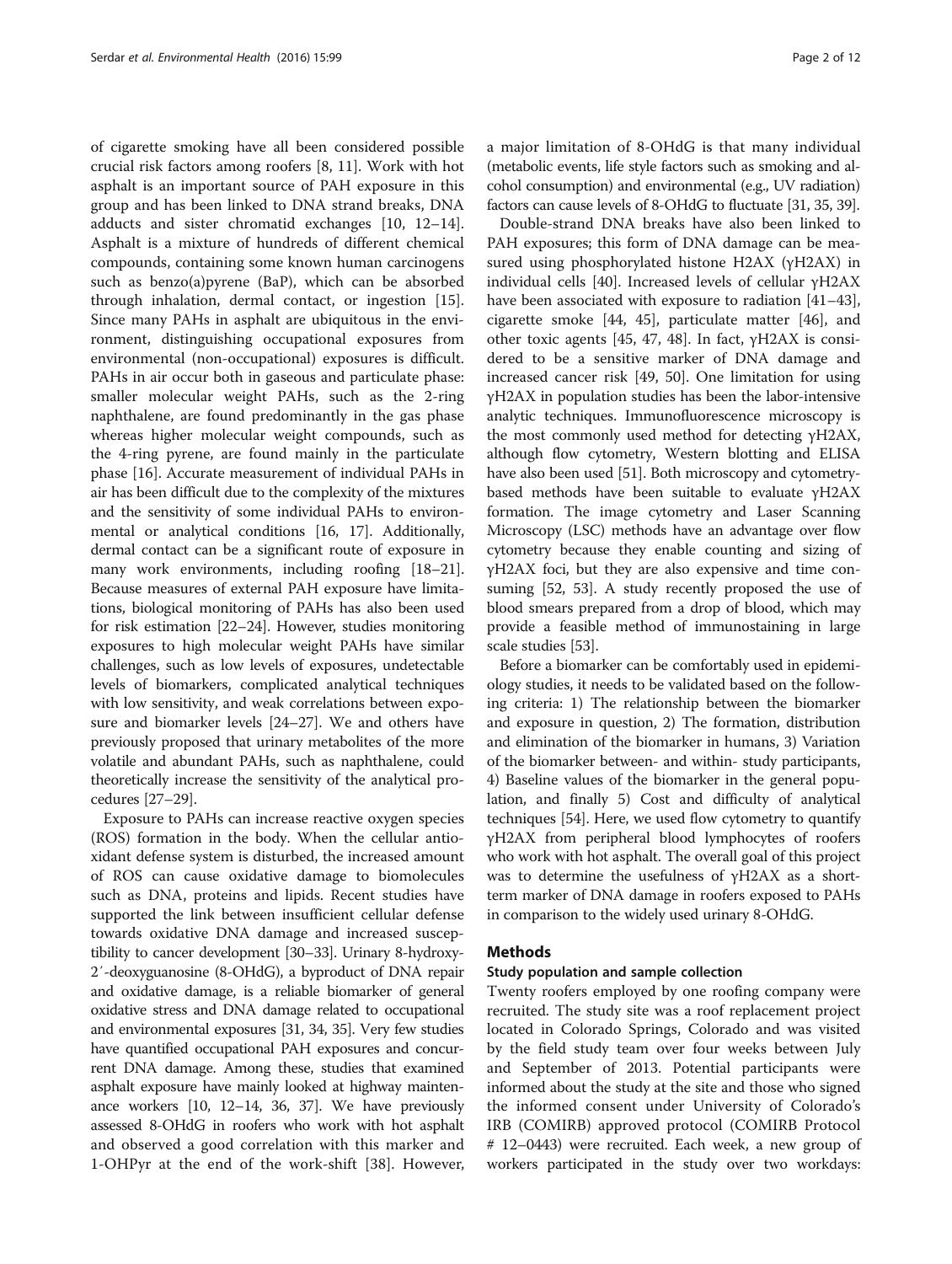of cigarette smoking have all been considered possible crucial risk factors among roofers [8, 11]. Work with hot asphalt is an important source of PAH exposure in this group and has been linked to DNA strand breaks, DNA adducts and sister chromatid exchanges [10, 12–14]. Asphalt is a mixture of hundreds of different chemical compounds, containing some known human carcinogens such as benzo(a)pyrene (BaP), which can be absorbed through inhalation, dermal contact, or ingestion [15]. Since many PAHs in asphalt are ubiquitous in the environment, distinguishing occupational exposures from environmental (non-occupational) exposures is difficult. PAHs in air occur both in gaseous and particulate phase: smaller molecular weight PAHs, such as the 2-ring naphthalene, are found predominantly in the gas phase whereas higher molecular weight compounds, such as the 4-ring pyrene, are found mainly in the particulate phase [16]. Accurate measurement of individual PAHs in air has been difficult due to the complexity of the mixtures and the sensitivity of some individual PAHs to environmental or analytical conditions [16, 17]. Additionally, dermal contact can be a significant route of exposure in many work environments, including roofing [18–21]. Because measures of external PAH exposure have limitations, biological monitoring of PAHs has also been used for risk estimation [22–24]. However, studies monitoring exposures to high molecular weight PAHs have similar challenges, such as low levels of exposures, undetectable levels of biomarkers, complicated analytical techniques with low sensitivity, and weak correlations between exposure and biomarker levels [24–27]. We and others have previously proposed that urinary metabolites of the more volatile and abundant PAHs, such as naphthalene, could theoretically increase the sensitivity of the analytical procedures [27–29].

Exposure to PAHs can increase reactive oxygen species (ROS) formation in the body. When the cellular antioxidant defense system is disturbed, the increased amount of ROS can cause oxidative damage to biomolecules such as DNA, proteins and lipids. Recent studies have supported the link between insufficient cellular defense towards oxidative DNA damage and increased susceptibility to cancer development [30–33]. Urinary 8-hydroxy-2′-deoxyguanosine (8-OHdG), a byproduct of DNA repair and oxidative damage, is a reliable biomarker of general oxidative stress and DNA damage related to occupational and environmental exposures [31, 34, 35]. Very few studies have quantified occupational PAH exposures and concurrent DNA damage. Among these, studies that examined asphalt exposure have mainly looked at highway maintenance workers [10, 12–14, 36, 37]. We have previously assessed 8-OHdG in roofers who work with hot asphalt and observed a good correlation with this marker and 1-OHPyr at the end of the work-shift [38]. However, a major limitation of 8-OHdG is that many individual (metabolic events, life style factors such as smoking and alcohol consumption) and environmental (e.g., UV radiation) factors can cause levels of 8-OHdG to fluctuate [31, 35, 39].

Double-strand DNA breaks have also been linked to PAH exposures; this form of DNA damage can be measured using phosphorylated histone H2AX (γH2AX) in individual cells [40]. Increased levels of cellular γH2AX have been associated with exposure to radiation [41–43], cigarette smoke [44, 45], particulate matter [46], and other toxic agents [45, 47, 48]. In fact, γH2AX is considered to be a sensitive marker of DNA damage and increased cancer risk [49, 50]. One limitation for using γH2AX in population studies has been the labor-intensive analytic techniques. Immunofluorescence microscopy is the most commonly used method for detecting γH2AX, although flow cytometry, Western blotting and ELISA have also been used [51]. Both microscopy and cytometry-based methods have been suitable to evaluate γH2AX formation. The image cytometry and Laser Scanning Microscopy (LSC) methods have an advantage over flow cytometry because they enable counting and sizing of γH2AX foci, but they are also expensive and time consuming [52, 53]. A study recently proposed the use of blood smears prepared from a drop of blood, which may provide a feasible method of immunostaining in large scale studies [53].

Before a biomarker can be comfortably used in epidemiology studies, it needs to be validated based on the following criteria: 1) The relationship between the biomarker and exposure in question, 2) The formation, distribution and elimination of the biomarker in humans, 3) Variation of the biomarker between- and within- study participants, 4) Baseline values of the biomarker in the general population, and finally 5) Cost and difficulty of analytical techniques [54]. Here, we used flow cytometry to quantify γH2AX from peripheral blood lymphocytes of roofers who work with hot asphalt. The overall goal of this project was to determine the usefulness of γH2AX as a short-term marker of DNA damage in roofers exposed to PAHs in comparison to the widely used urinary 8-OHdG.

## Methods

### Study population and sample collection

Twenty roofers employed by one roofing company were recruited. The study site was a roof replacement project located in Colorado Springs, Colorado and was visited by the field study team over four weeks between July and September of 2013. Potential participants were informed about the study at the site and those who signed the informed consent under University of Colorado's IRB (COMIRB) approved protocol (COMIRB Protocol # 12–0443) were recruited. Each week, a new group of workers participated in the study over two workdays: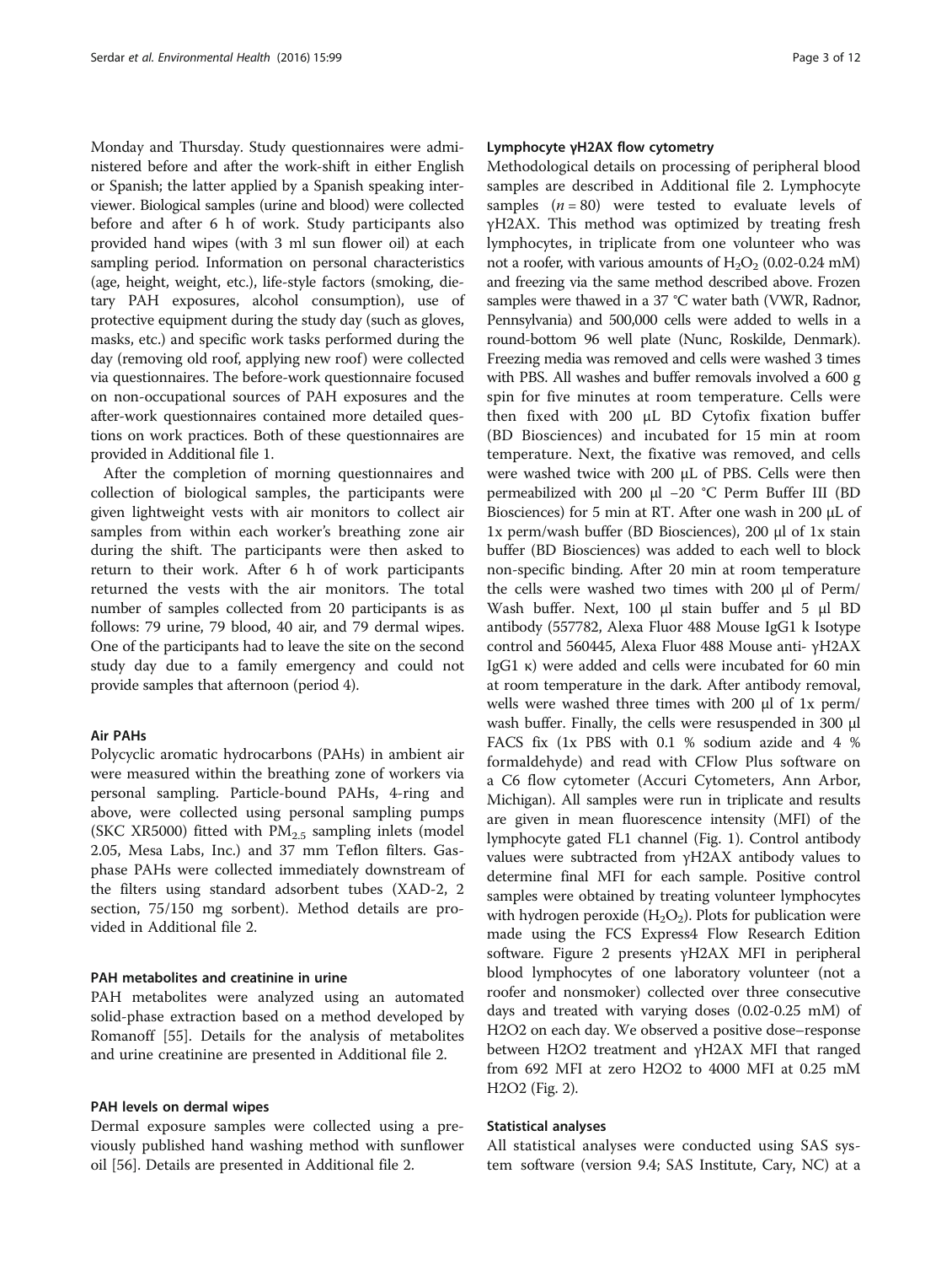Monday and Thursday. Study questionnaires were administered before and after the work-shift in either English or Spanish; the latter applied by a Spanish speaking interviewer. Biological samples (urine and blood) were collected before and after 6 h of work. Study participants also provided hand wipes (with 3 ml sun flower oil) at each sampling period. Information on personal characteristics (age, height, weight, etc.), life-style factors (smoking, dietary PAH exposures, alcohol consumption), use of protective equipment during the study day (such as gloves, masks, etc.) and specific work tasks performed during the day (removing old roof, applying new roof) were collected via questionnaires. The before-work questionnaire focused on non-occupational sources of PAH exposures and the after-work questionnaires contained more detailed questions on work practices. Both of these questionnaires are provided in Additional file 1.

After the completion of morning questionnaires and collection of biological samples, the participants were given lightweight vests with air monitors to collect air samples from within each worker's breathing zone air during the shift. The participants were then asked to return to their work. After 6 h of work participants returned the vests with the air monitors. The total number of samples collected from 20 participants is as follows: 79 urine, 79 blood, 40 air, and 79 dermal wipes. One of the participants had to leave the site on the second study day due to a family emergency and could not provide samples that afternoon (period 4).

#### Air PAHs

Polycyclic aromatic hydrocarbons (PAHs) in ambient air were measured within the breathing zone of workers via personal sampling. Particle-bound PAHs, 4-ring and above, were collected using personal sampling pumps (SKC XR5000) fitted with $PM_{2.5}$ sampling inlets (model 2.05, Mesa Labs, Inc.) and 37 mm Teflon filters. Gas-phase PAHs were collected immediately downstream of the filters using standard adsorbent tubes (XAD-2, 2 section, 75/150 mg sorbent). Method details are provided in Additional file 2.

#### PAH metabolites and creatinine in urine

PAH metabolites were analyzed using an automated solid-phase extraction based on a method developed by Romanoff [55]. Details for the analysis of metabolites and urine creatinine are presented in Additional file 2.

#### PAH levels on dermal wipes

Dermal exposure samples were collected using a previously published hand washing method with sunflower oil [56]. Details are presented in Additional file 2.

#### Lymphocyte γH2AX flow cytometry

Methodological details on processing of peripheral blood samples are described in Additional file 2. Lymphocyte samples ($n = 80$) were tested to evaluate levels of γH2AX. This method was optimized by treating fresh lymphocytes, in triplicate from one volunteer who was not a roofer, with various amounts of $H_2O_2$ (0.02-0.24 mM) and freezing via the same method described above. Frozen samples were thawed in a 37 °C water bath (VWR, Radnor, Pennsylvania) and 500,000 cells were added to wells in a round-bottom 96 well plate (Nunc, Roskilde, Denmark). Freezing media was removed and cells were washed 3 times with PBS. All washes and buffer removals involved a 600 g spin for five minutes at room temperature. Cells were then fixed with 200 μL BD Cytofix fixation buffer (BD Biosciences) and incubated for 15 min at room temperature. Next, the fixative was removed, and cells were washed twice with 200 μL of PBS. Cells were then permeabilized with 200 μl −20 °C Perm Buffer III (BD Biosciences) for 5 min at RT. After one wash in 200 μL of 1x perm/wash buffer (BD Biosciences), 200 μl of 1x stain buffer (BD Biosciences) was added to each well to block non-specific binding. After 20 min at room temperature the cells were washed two times with 200 μl of Perm/Wash buffer. Next, 100 μl stain buffer and 5 μl BD antibody (557782, Alexa Fluor 488 Mouse IgG1 k Isotype control and 560445, Alexa Fluor 488 Mouse anti- γH2AX IgG1 κ) were added and cells were incubated for 60 min at room temperature in the dark. After antibody removal, wells were washed three times with 200 μl of 1x perm/wash buffer. Finally, the cells were resuspended in 300 μl FACS fix (1x PBS with 0.1 % sodium azide and 4 % formaldehyde) and read with CFlow Plus software on a C6 flow cytometer (Accuri Cytometers, Ann Arbor, Michigan). All samples were run in triplicate and results are given in mean fluorescence intensity (MFI) of the lymphocyte gated FL1 channel (Fig. 1). Control antibody values were subtracted from γH2AX antibody values to determine final MFI for each sample. Positive control samples were obtained by treating volunteer lymphocytes with hydrogen peroxide ($H_2O_2$). Plots for publication were made using the FCS Express4 Flow Research Edition software. Figure 2 presents γH2AX MFI in peripheral blood lymphocytes of one laboratory volunteer (not a roofer and nonsmoker) collected over three consecutive days and treated with varying doses (0.02-0.25 mM) of H2O2 on each day. We observed a positive dose–response between H2O2 treatment and γH2AX MFI that ranged from 692 MFI at zero H2O2 to 4000 MFI at 0.25 mM H2O2 (Fig. 2).

#### Statistical analyses

All statistical analyses were conducted using SAS system software (version 9.4; SAS Institute, Cary, NC) at a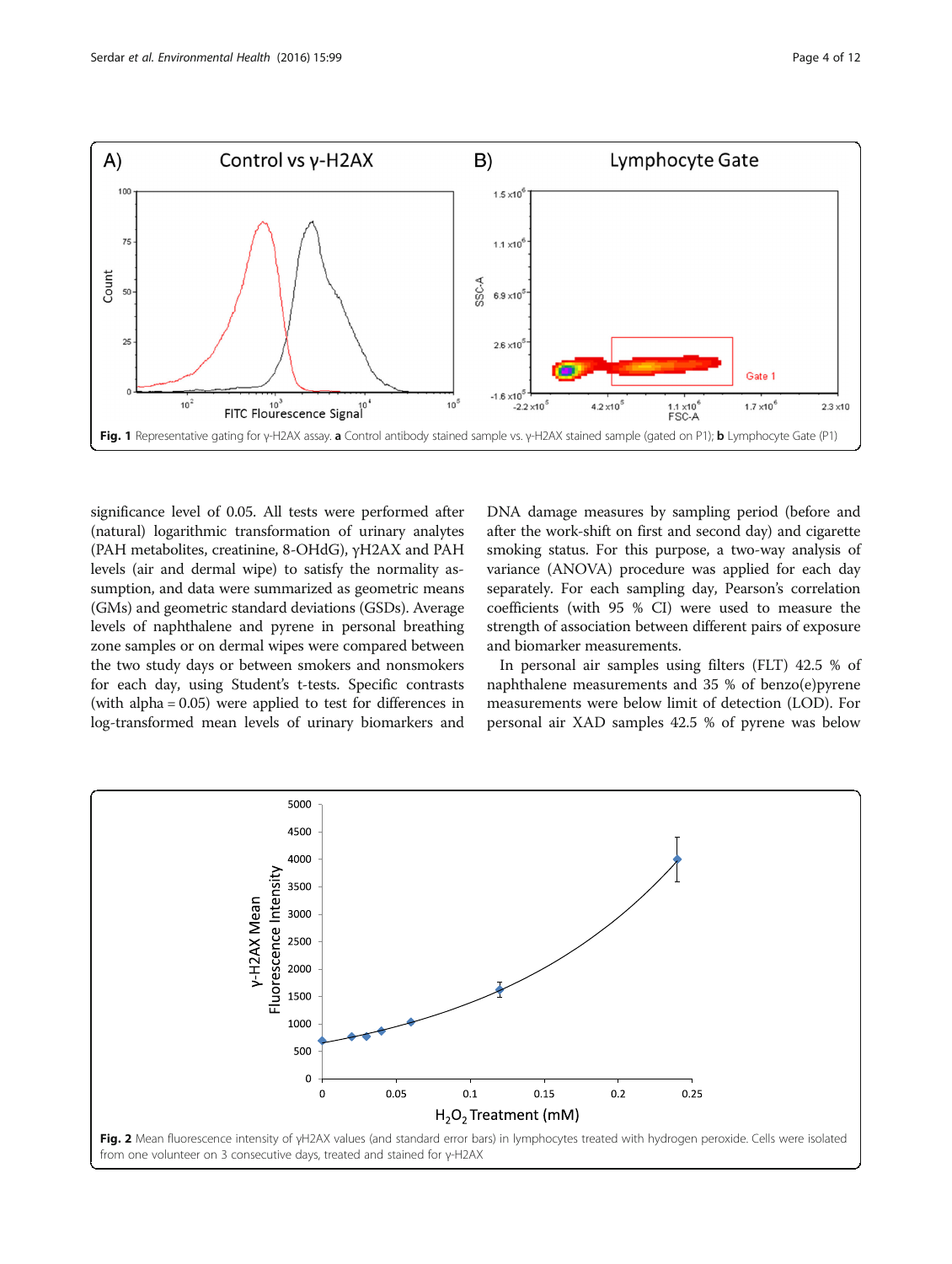Fig. 1 Representative gating for γ-H2AX assay. **a** Control antibody stained sample vs. γ-H2AX stained sample (gated on P1); **b** Lymphocyte Gate (P1)

significance level of 0.05. All tests were performed after (natural) logarithmic transformation of urinary analytes (PAH metabolites, creatinine, 8-OHdG), γH2AX and PAH levels (air and dermal wipe) to satisfy the normality assumption, and data were summarized as geometric means (GMs) and geometric standard deviations (GSDs). Average levels of naphthalene and pyrene in personal breathing zone samples or on dermal wipes were compared between the two study days or between smokers and nonsmokers for each day, using Student's t-tests. Specific contrasts (with alpha = 0.05) were applied to test for differences in log-transformed mean levels of urinary biomarkers and DNA damage measures by sampling period (before and after the work-shift on first and second day) and cigarette smoking status. For this purpose, a two-way analysis of variance (ANOVA) procedure was applied for each day separately. For each sampling day, Pearson's correlation coefficients (with 95 % CI) were used to measure the strength of association between different pairs of exposure and biomarker measurements.

In personal air samples using filters (FLT) 42.5 % of naphthalene measurements and 35 % of benzo(e)pyrene measurements were below limit of detection (LOD). For personal air XAD samples 42.5 % of pyrene was below

Fig. 2 Mean fluorescence intensity of γH2AX values (and standard error bars) in lymphocytes treated with hydrogen peroxide. Cells were isolated from one volunteer on 3 consecutive days, treated and stained for γ-H2AX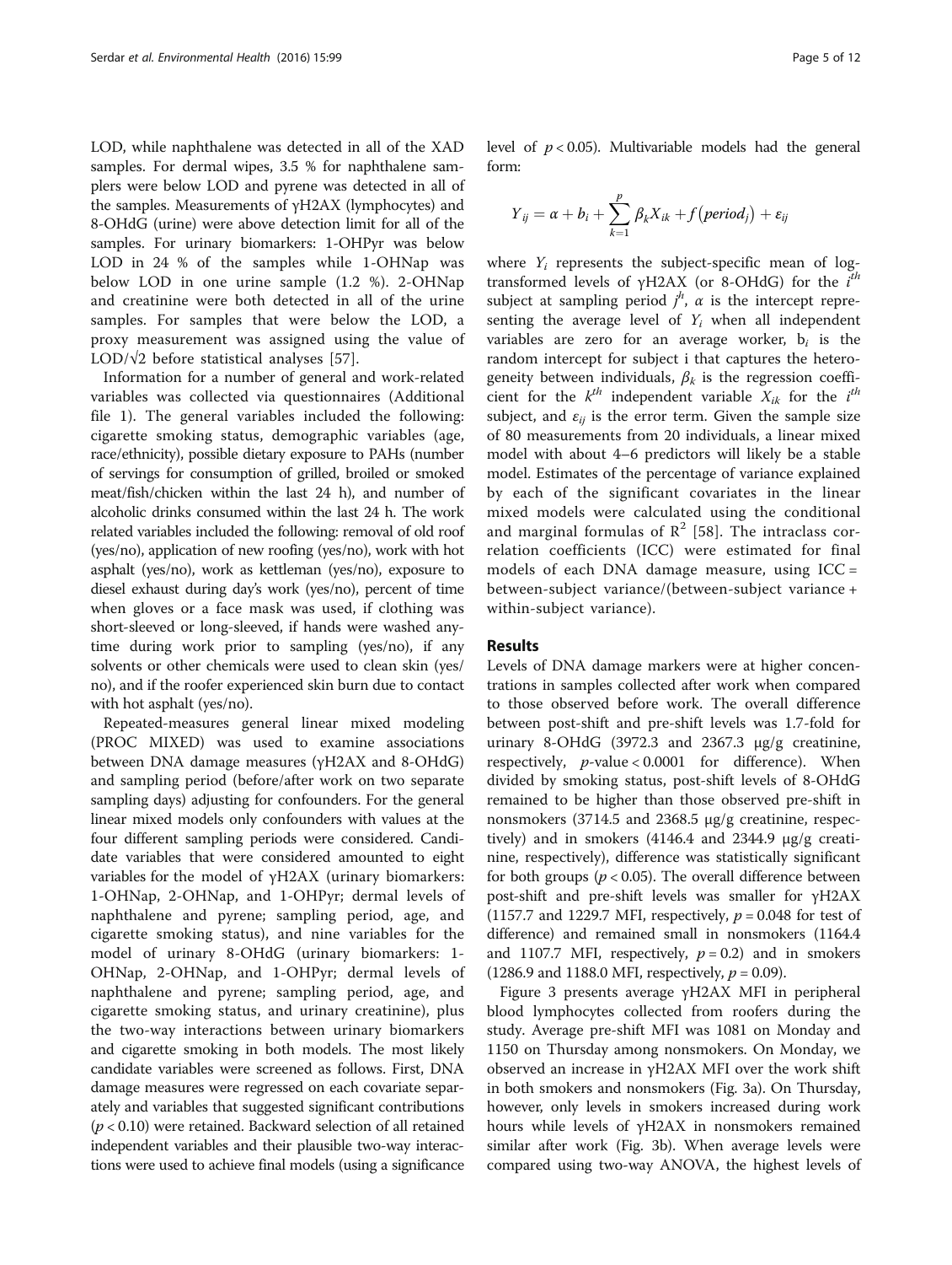LOD, while naphthalene was detected in all of the XAD samples. For dermal wipes, 3.5 % for naphthalene samplers were below LOD and pyrene was detected in all of the samples. Measurements of γH2AX (lymphocytes) and 8-OHdG (urine) were above detection limit for all of the samples. For urinary biomarkers: 1-OHPyr was below LOD in 24 % of the samples while 1-OHNap was below LOD in one urine sample (1.2 %). 2-OHNap and creatinine were both detected in all of the urine samples. For samples that were below the LOD, a proxy measurement was assigned using the value of LOD/√2 before statistical analyses [57].

Information for a number of general and work-related variables was collected via questionnaires (Additional file 1). The general variables included the following: cigarette smoking status, demographic variables (age, race/ethnicity), possible dietary exposure to PAHs (number of servings for consumption of grilled, broiled or smoked meat/fish/chicken within the last 24 h), and number of alcoholic drinks consumed within the last 24 h. The work related variables included the following: removal of old roof (yes/no), application of new roofing (yes/no), work with hot asphalt (yes/no), work as kettleman (yes/no), exposure to diesel exhaust during day's work (yes/no), percent of time when gloves or a face mask was used, if clothing was short-sleeved or long-sleeved, if hands were washed anytime during work prior to sampling (yes/no), if any solvents or other chemicals were used to clean skin (yes/no), and if the roofer experienced skin burn due to contact with hot asphalt (yes/no).

Repeated-measures general linear mixed modeling (PROC MIXED) was used to examine associations between DNA damage measures (γH2AX and 8-OHdG) and sampling period (before/after work on two separate sampling days) adjusting for confounders. For the general linear mixed models only confounders with values at the four different sampling periods were considered. Candidate variables that were considered amounted to eight variables for the model of γH2AX (urinary biomarkers: 1-OHNap, 2-OHNap, and 1-OHPyr; dermal levels of naphthalene and pyrene; sampling period, age, and cigarette smoking status), and nine variables for the model of urinary 8-OHdG (urinary biomarkers: 1-OHNap, 2-OHNap, and 1-OHPyr; dermal levels of naphthalene and pyrene; sampling period, age, and cigarette smoking status, and urinary creatinine), plus the two-way interactions between urinary biomarkers and cigarette smoking in both models. The most likely candidate variables were screened as follows. First, DNA damage measures were regressed on each covariate separately and variables that suggested significant contributions ($p < 0.10$) were retained. Backward selection of all retained independent variables and their plausible two-way interactions were used to achieve final models (using a significance level of $p < 0.05$). Multivariable models had the general form:

$$Y_{ij} = \alpha + b_i + \sum_{k=1}^{p} \beta_k X_{ik} + f(period_j) + \varepsilon_{ij}$$

where $Y_i$ represents the subject-specific mean of log-transformed levels of γH2AX (or 8-OHdG) for the $i^{th}$ subject at sampling period $j^h$, $\alpha$ is the intercept representing the average level of $Y_i$ when all independent variables are zero for an average worker, $b_i$ is the random intercept for subject i that captures the heterogeneity between individuals, $\beta_k$ is the regression coefficient for the $k^{th}$ independent variable $X_{ik}$ for the $i^{th}$ subject, and $\varepsilon_{ij}$ is the error term. Given the sample size of 80 measurements from 20 individuals, a linear mixed model with about 4–6 predictors will likely be a stable model. Estimates of the percentage of variance explained by each of the significant covariates in the linear mixed models were calculated using the conditional and marginal formulas of $R^2$ [58]. The intraclass correlation coefficients (ICC) were estimated for final models of each DNA damage measure, using ICC = between-subject variance/(between-subject variance + within-subject variance).

## Results

Levels of DNA damage markers were at higher concentrations in samples collected after work when compared to those observed before work. The overall difference between post-shift and pre-shift levels was 1.7-fold for urinary 8-OHdG (3972.3 and 2367.3 μg/g creatinine, respectively, $p$-value < 0.0001 for difference). When divided by smoking status, post-shift levels of 8-OHdG remained to be higher than those observed pre-shift in nonsmokers (3714.5 and 2368.5 μg/g creatinine, respectively) and in smokers (4146.4 and 2344.9 μg/g creatinine, respectively), difference was statistically significant for both groups ($p < 0.05$). The overall difference between post-shift and pre-shift levels was smaller for γH2AX (1157.7 and 1229.7 MFI, respectively, $p = 0.048$ for test of difference) and remained small in nonsmokers (1164.4 and 1107.7 MFI, respectively, $p = 0.2$) and in smokers (1286.9 and 1188.0 MFI, respectively, $p = 0.09$).

Figure 3 presents average γH2AX MFI in peripheral blood lymphocytes collected from roofers during the study. Average pre-shift MFI was 1081 on Monday and 1150 on Thursday among nonsmokers. On Monday, we observed an increase in γH2AX MFI over the work shift in both smokers and nonsmokers (Fig. 3a). On Thursday, however, only levels in smokers increased during work hours while levels of γH2AX in nonsmokers remained similar after work (Fig. 3b). When average levels were compared using two-way ANOVA, the highest levels of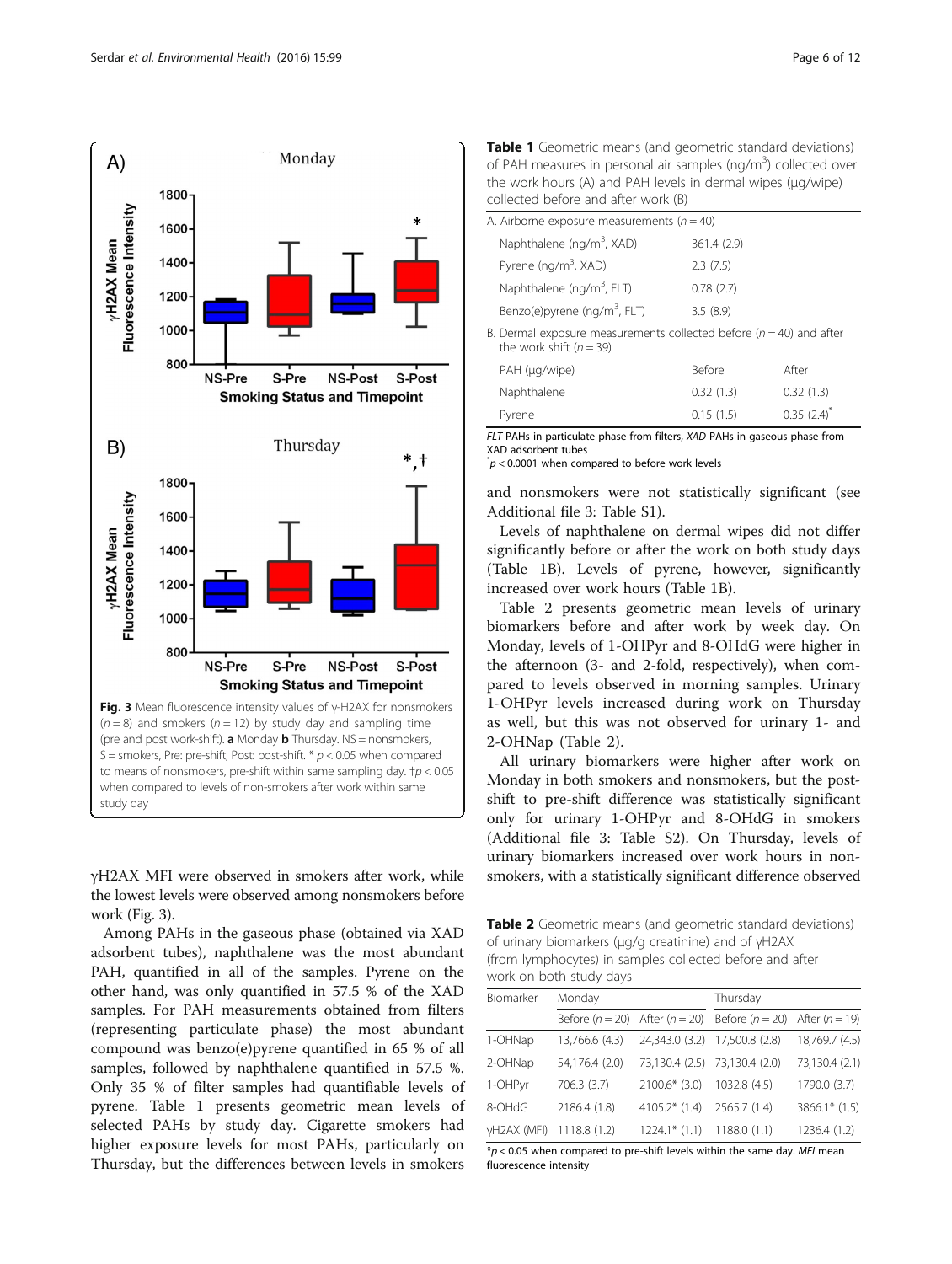Fig. 3 Mean fluorescence intensity values of γ-H2AX for nonsmokers ($n = 8$) and smokers ($n = 12$) by study day and sampling time (pre and post work-shift). **a** Monday **b** Thursday. NS = nonsmokers, S = smokers, Pre: pre-shift, Post: post-shift. * $p < 0.05$ when compared to means of nonsmokers, pre-shift within same sampling day. †$p < 0.05$ when compared to levels of non-smokers after work within same study day

γH2AX MFI were observed in smokers after work, while the lowest levels were observed among nonsmokers before work (Fig. 3).

Among PAHs in the gaseous phase (obtained via XAD adsorbent tubes), naphthalene was the most abundant PAH, quantified in all of the samples. Pyrene on the other hand, was only quantified in 57.5 % of the XAD samples. For PAH measurements obtained from filters (representing particulate phase) the most abundant compound was benzo(e)pyrene quantified in 65 % of all samples, followed by naphthalene quantified in 57.5 %. Only 35 % of filter samples had quantifiable levels of pyrene. Table 1 presents geometric mean levels of selected PAHs by study day. Cigarette smokers had higher exposure levels for most PAHs, particularly on Thursday, but the differences between levels in smokers and nonsmokers were not statistically significant (see Additional file 3: Table S1).

Levels of naphthalene on dermal wipes did not differ significantly before or after the work on both study days (Table 1B). Levels of pyrene, however, significantly increased over work hours (Table 1B).

Table 2 presents geometric mean levels of urinary biomarkers before and after work by week day. On Monday, levels of 1-OHPyr and 8-OHdG were higher in the afternoon (3- and 2-fold, respectively), when compared to levels observed in morning samples. Urinary 1-OHPyr levels increased during work on Thursday as well, but this was not observed for urinary 1- and 2-OHNap (Table 2).

All urinary biomarkers were higher after work on Monday in both smokers and nonsmokers, but the post-shift to pre-shift difference was statistically significant only for urinary 1-OHPyr and 8-OHdG in smokers (Additional file 3: Table S2). On Thursday, levels of urinary biomarkers increased over work hours in nonsmokers, with a statistically significant difference observed

**Table 1** Geometric means (and geometric standard deviations) of PAH measures in personal air samples (ng/m$^3$) collected over the work hours (A) and PAH levels in dermal wipes (μg/wipe) collected before and after work (B)

| A. Airborne exposure measurements ($n = 40$) | | |
|---|---|---|
| Naphthalene (ng/m$^3$, XAD) | 361.4 (2.9) | |
| Pyrene (ng/m$^3$, XAD) | 2.3 (7.5) | |
| Naphthalene (ng/m$^3$, FLT) | 0.78 (2.7) | |
| Benzo(e)pyrene (ng/m$^3$, FLT) | 3.5 (8.9) | |
| B. Dermal exposure measurements collected before ($n = 40$) and after the work shift ($n = 39$) | | |
| PAH (μg/wipe) | Before | After |
| Naphthalene | 0.32 (1.3) | 0.32 (1.3) |
| Pyrene | 0.15 (1.5) | 0.35 (2.4)* |

*FLT* PAHs in particulate phase from filters, *XAD* PAHs in gaseous phase from XAD adsorbent tubes
*$p < 0.0001$ when compared to before work levels

**Table 2** Geometric means (and geometric standard deviations) of urinary biomarkers (μg/g creatinine) and of γH2AX (from lymphocytes) in samples collected before and after work on both study days

| Biomarker | Monday | | Thursday | |
|---|---|---|---|---|
| | Before ($n = 20$) | After ($n = 20$) | Before ($n = 20$) | After ($n = 19$) |
| 1-OHNap | 13,766.6 (4.3) | 24,343.0 (3.2) | 17,500.8 (2.8) | 18,769.7 (4.5) |
| 2-OHNap | 54,176.4 (2.0) | 73,130.4 (2.5) | 73,130.4 (2.0) | 73,130.4 (2.1) |
| 1-OHPyr | 706.3 (3.7) | 2100.6* (3.0) | 1032.8 (4.5) | 1790.0 (3.7) |
| 8-OHdG | 2186.4 (1.8) | 4105.2* (1.4) | 2565.7 (1.4) | 3866.1* (1.5) |
| γH2AX (MFI) | 1118.8 (1.2) | 1224.1* (1.1) | 1188.0 (1.1) | 1236.4 (1.2) |

*$p < 0.05$ when compared to pre-shift levels within the same day. *MFI* mean fluorescence intensity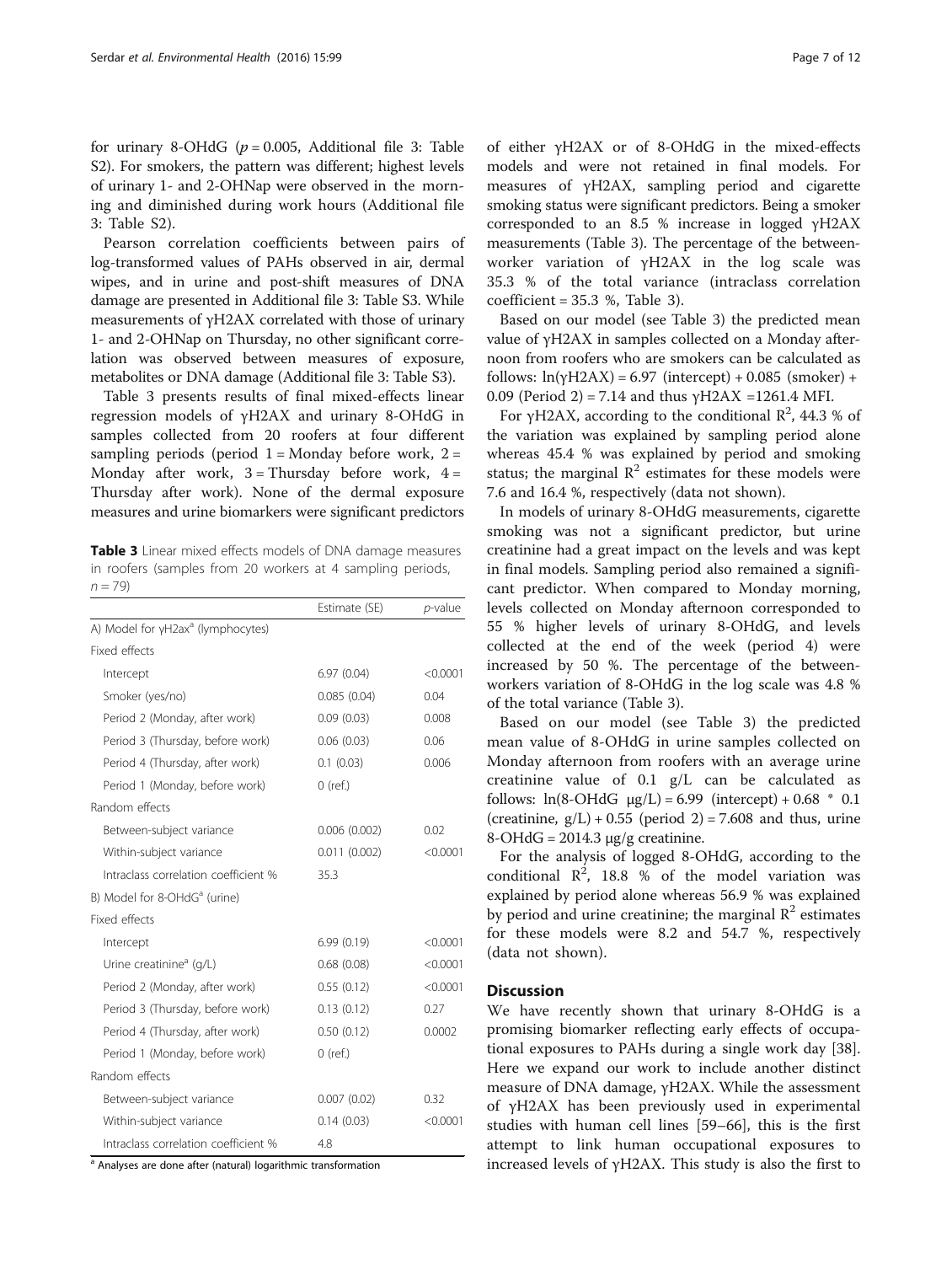for urinary 8-OHdG ($p = 0.005$, Additional file 3: Table S2). For smokers, the pattern was different; highest levels of urinary 1- and 2-OHNap were observed in the morning and diminished during work hours (Additional file 3: Table S2).

Pearson correlation coefficients between pairs of log-transformed values of PAHs observed in air, dermal wipes, and in urine and post-shift measures of DNA damage are presented in Additional file 3: Table S3. While measurements of γH2AX correlated with those of urinary 1- and 2-OHNap on Thursday, no other significant correlation was observed between measures of exposure, metabolites or DNA damage (Additional file 3: Table S3).

Table 3 presents results of final mixed-effects linear regression models of γH2AX and urinary 8-OHdG in samples collected from 20 roofers at four different sampling periods (period 1 = Monday before work, 2 = Monday after work, 3 = Thursday before work, 4 = Thursday after work). None of the dermal exposure measures and urine biomarkers were significant predictors

**Table 3** Linear mixed effects models of DNA damage measures in roofers (samples from 20 workers at 4 sampling periods, $n = 79$)

| | Estimate (SE) | *p*-value |
|---|---|---|
| A) Model for γH2ax[a] (lymphocytes) | | |
| Fixed effects | | |
| Intercept | 6.97 (0.04) | <0.0001 |
| Smoker (yes/no) | 0.085 (0.04) | 0.04 |
| Period 2 (Monday, after work) | 0.09 (0.03) | 0.008 |
| Period 3 (Thursday, before work) | 0.06 (0.03) | 0.06 |
| Period 4 (Thursday, after work) | 0.1 (0.03) | 0.006 |
| Period 1 (Monday, before work) | 0 (ref.) | |
| Random effects | | |
| Between-subject variance | 0.006 (0.002) | 0.02 |
| Within-subject variance | 0.011 (0.002) | <0.0001 |
| Intraclass correlation coefficient % | 35.3 | |
| B) Model for 8-OHdG[a] (urine) | | |
| Fixed effects | | |
| Intercept | 6.99 (0.19) | <0.0001 |
| Urine creatinine[a] (g/L) | 0.68 (0.08) | <0.0001 |
| Period 2 (Monday, after work) | 0.55 (0.12) | <0.0001 |
| Period 3 (Thursday, before work) | 0.13 (0.12) | 0.27 |
| Period 4 (Thursday, after work) | 0.50 (0.12) | 0.0002 |
| Period 1 (Monday, before work) | 0 (ref.) | |
| Random effects | | |
| Between-subject variance | 0.007 (0.02) | 0.32 |
| Within-subject variance | 0.14 (0.03) | <0.0001 |
| Intraclass correlation coefficient % | 4.8 | |

[a] Analyses are done after (natural) logarithmic transformation

of either γH2AX or of 8-OHdG in the mixed-effects models and were not retained in final models. For measures of γH2AX, sampling period and cigarette smoking status were significant predictors. Being a smoker corresponded to an 8.5 % increase in logged γH2AX measurements (Table 3). The percentage of the between-worker variation of γH2AX in the log scale was 35.3 % of the total variance (intraclass correlation coefficient = 35.3 %, Table 3).

Based on our model (see Table 3) the predicted mean value of γH2AX in samples collected on a Monday afternoon from roofers who are smokers can be calculated as follows: $\ln(\gamma H2AX) = 6.97$ (intercept) + 0.085 (smoker) + 0.09 (Period 2) = 7.14 and thus γH2AX =1261.4 MFI.

For γH2AX, according to the conditional $R^2$, 44.3 % of the variation was explained by sampling period alone whereas 45.4 % was explained by period and smoking status; the marginal $R^2$ estimates for these models were 7.6 and 16.4 %, respectively (data not shown).

In models of urinary 8-OHdG measurements, cigarette smoking was not a significant predictor, but urine creatinine had a great impact on the levels and was kept in final models. Sampling period also remained a significant predictor. When compared to Monday morning, levels collected on Monday afternoon corresponded to 55 % higher levels of urinary 8-OHdG, and levels collected at the end of the week (period 4) were increased by 50 %. The percentage of the between-workers variation of 8-OHdG in the log scale was 4.8 % of the total variance (Table 3).

Based on our model (see Table 3) the predicted mean value of 8-OHdG in urine samples collected on Monday afternoon from roofers with an average urine creatinine value of 0.1 g/L can be calculated as follows: $\ln$(8-OHdG μg/L) = 6.99 (intercept) + 0.68 * 0.1 (creatinine, g/L) + 0.55 (period 2) = 7.608 and thus, urine 8-OHdG = 2014.3 μg/g creatinine.

For the analysis of logged 8-OHdG, according to the conditional $R^2$, 18.8 % of the model variation was explained by period alone whereas 56.9 % was explained by period and urine creatinine; the marginal $R^2$ estimates for these models were 8.2 and 54.7 %, respectively (data not shown).

## Discussion

We have recently shown that urinary 8-OHdG is a promising biomarker reflecting early effects of occupational exposures to PAHs during a single work day [38]. Here we expand our work to include another distinct measure of DNA damage, γH2AX. While the assessment of γH2AX has been previously used in experimental studies with human cell lines [59–66], this is the first attempt to link human occupational exposures to increased levels of γH2AX. This study is also the first to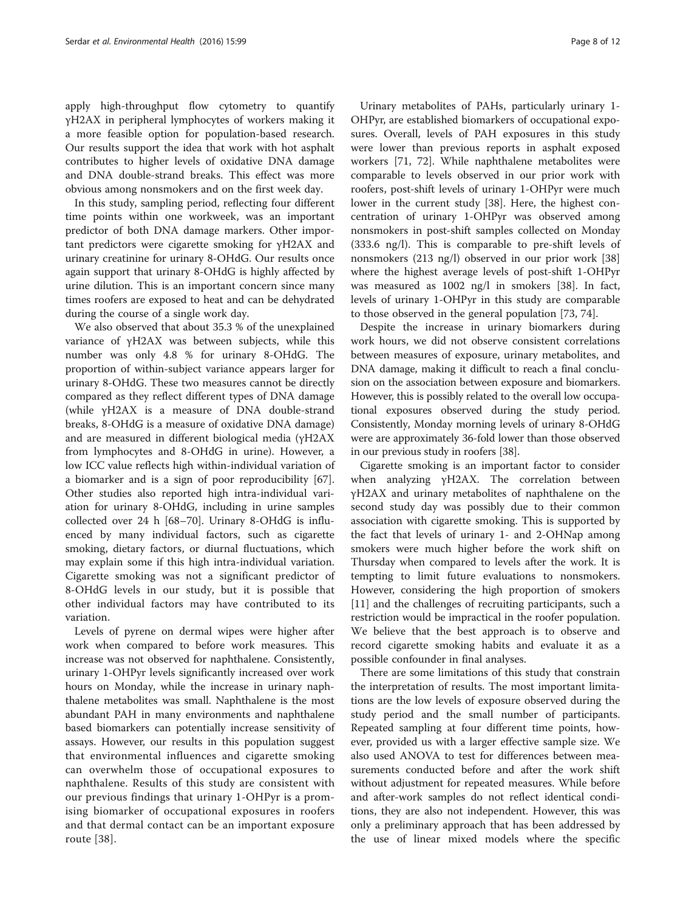apply high-throughput flow cytometry to quantify γH2AX in peripheral lymphocytes of workers making it a more feasible option for population-based research. Our results support the idea that work with hot asphalt contributes to higher levels of oxidative DNA damage and DNA double-strand breaks. This effect was more obvious among nonsmokers and on the first week day.

In this study, sampling period, reflecting four different time points within one workweek, was an important predictor of both DNA damage markers. Other important predictors were cigarette smoking for γH2AX and urinary creatinine for urinary 8-OHdG. Our results once again support that urinary 8-OHdG is highly affected by urine dilution. This is an important concern since many times roofers are exposed to heat and can be dehydrated during the course of a single work day.

We also observed that about 35.3 % of the unexplained variance of γH2AX was between subjects, while this number was only 4.8 % for urinary 8-OHdG. The proportion of within-subject variance appears larger for urinary 8-OHdG. These two measures cannot be directly compared as they reflect different types of DNA damage (while γH2AX is a measure of DNA double-strand breaks, 8-OHdG is a measure of oxidative DNA damage) and are measured in different biological media (γH2AX from lymphocytes and 8-OHdG in urine). However, a low ICC value reflects high within-individual variation of a biomarker and is a sign of poor reproducibility [67]. Other studies also reported high intra-individual variation for urinary 8-OHdG, including in urine samples collected over 24 h [68–70]. Urinary 8-OHdG is influenced by many individual factors, such as cigarette smoking, dietary factors, or diurnal fluctuations, which may explain some if this high intra-individual variation. Cigarette smoking was not a significant predictor of 8-OHdG levels in our study, but it is possible that other individual factors may have contributed to its variation.

Levels of pyrene on dermal wipes were higher after work when compared to before work measures. This increase was not observed for naphthalene. Consistently, urinary 1-OHPyr levels significantly increased over work hours on Monday, while the increase in urinary naphthalene metabolites was small. Naphthalene is the most abundant PAH in many environments and naphthalene based biomarkers can potentially increase sensitivity of assays. However, our results in this population suggest that environmental influences and cigarette smoking can overwhelm those of occupational exposures to naphthalene. Results of this study are consistent with our previous findings that urinary 1-OHPyr is a promising biomarker of occupational exposures in roofers and that dermal contact can be an important exposure route [38].

Urinary metabolites of PAHs, particularly urinary 1-OHPyr, are established biomarkers of occupational exposures. Overall, levels of PAH exposures in this study were lower than previous reports in asphalt exposed workers [71, 72]. While naphthalene metabolites were comparable to levels observed in our prior work with roofers, post-shift levels of urinary 1-OHPyr were much lower in the current study [38]. Here, the highest concentration of urinary 1-OHPyr was observed among nonsmokers in post-shift samples collected on Monday (333.6 ng/l). This is comparable to pre-shift levels of nonsmokers (213 ng/l) observed in our prior work [38] where the highest average levels of post-shift 1-OHPyr was measured as 1002 ng/l in smokers [38]. In fact, levels of urinary 1-OHPyr in this study are comparable to those observed in the general population [73, 74].

Despite the increase in urinary biomarkers during work hours, we did not observe consistent correlations between measures of exposure, urinary metabolites, and DNA damage, making it difficult to reach a final conclusion on the association between exposure and biomarkers. However, this is possibly related to the overall low occupational exposures observed during the study period. Consistently, Monday morning levels of urinary 8-OHdG were are approximately 36-fold lower than those observed in our previous study in roofers [38].

Cigarette smoking is an important factor to consider when analyzing γH2AX. The correlation between γH2AX and urinary metabolites of naphthalene on the second study day was possibly due to their common association with cigarette smoking. This is supported by the fact that levels of urinary 1- and 2-OHNap among smokers were much higher before the work shift on Thursday when compared to levels after the work. It is tempting to limit future evaluations to nonsmokers. However, considering the high proportion of smokers [11] and the challenges of recruiting participants, such a restriction would be impractical in the roofer population. We believe that the best approach is to observe and record cigarette smoking habits and evaluate it as a possible confounder in final analyses.

There are some limitations of this study that constrain the interpretation of results. The most important limitations are the low levels of exposure observed during the study period and the small number of participants. Repeated sampling at four different time points, however, provided us with a larger effective sample size. We also used ANOVA to test for differences between measurements conducted before and after the work shift without adjustment for repeated measures. While before and after-work samples do not reflect identical conditions, they are also not independent. However, this was only a preliminary approach that has been addressed by the use of linear mixed models where the specific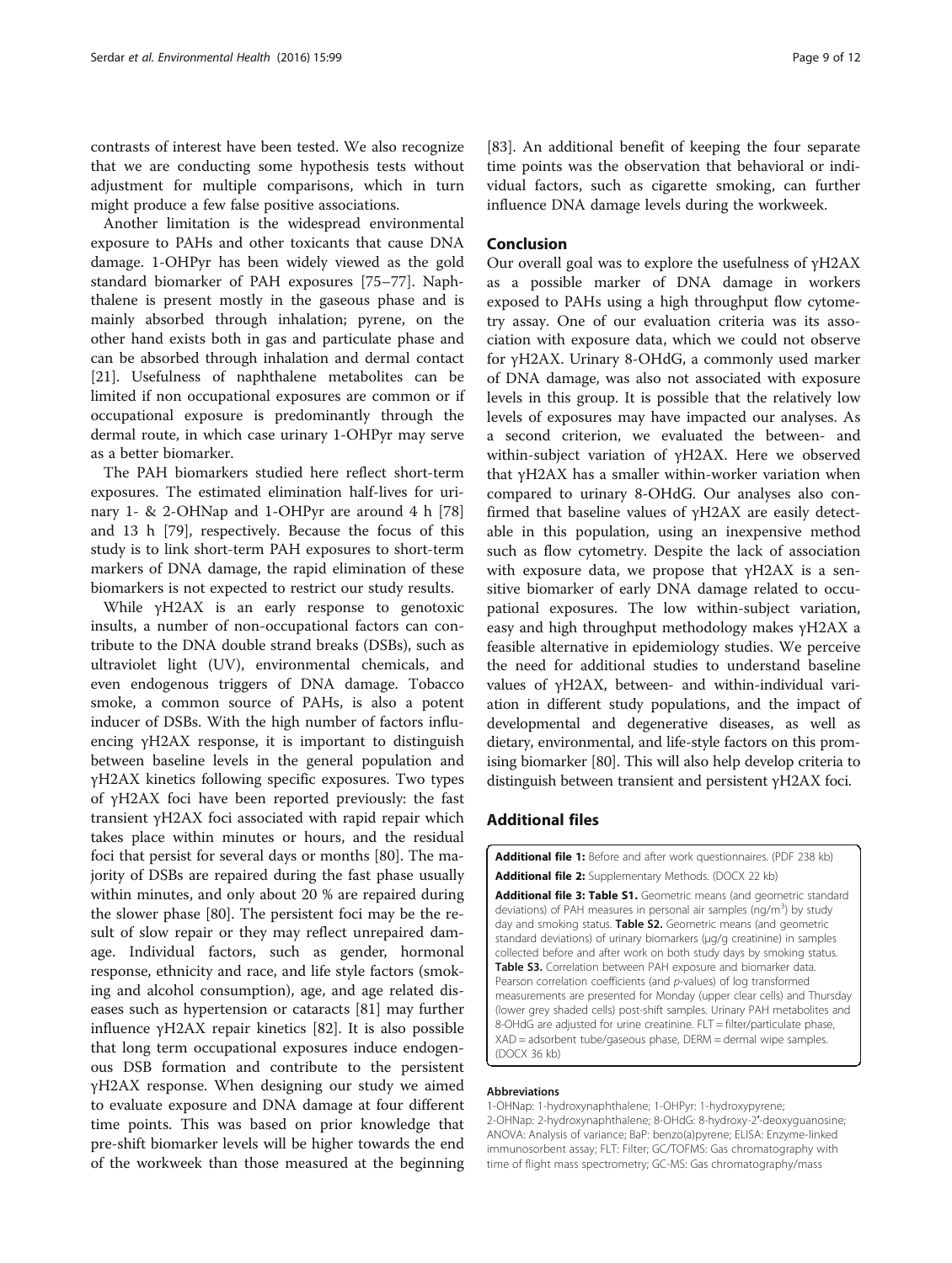contrasts of interest have been tested. We also recognize that we are conducting some hypothesis tests without adjustment for multiple comparisons, which in turn might produce a few false positive associations.

Another limitation is the widespread environmental exposure to PAHs and other toxicants that cause DNA damage. 1-OHPyr has been widely viewed as the gold standard biomarker of PAH exposures [75–77]. Naphthalene is present mostly in the gaseous phase and is mainly absorbed through inhalation; pyrene, on the other hand exists both in gas and particulate phase and can be absorbed through inhalation and dermal contact [21]. Usefulness of naphthalene metabolites can be limited if non occupational exposures are common or if occupational exposure is predominantly through the dermal route, in which case urinary 1-OHPyr may serve as a better biomarker.

The PAH biomarkers studied here reflect short-term exposures. The estimated elimination half-lives for urinary 1- & 2-OHNap and 1-OHPyr are around 4 h [78] and 13 h [79], respectively. Because the focus of this study is to link short-term PAH exposures to short-term markers of DNA damage, the rapid elimination of these biomarkers is not expected to restrict our study results.

While γH2AX is an early response to genotoxic insults, a number of non-occupational factors can contribute to the DNA double strand breaks (DSBs), such as ultraviolet light (UV), environmental chemicals, and even endogenous triggers of DNA damage. Tobacco smoke, a common source of PAHs, is also a potent inducer of DSBs. With the high number of factors influencing γH2AX response, it is important to distinguish between baseline levels in the general population and γH2AX kinetics following specific exposures. Two types of γH2AX foci have been reported previously: the fast transient γH2AX foci associated with rapid repair which takes place within minutes or hours, and the residual foci that persist for several days or months [80]. The majority of DSBs are repaired during the fast phase usually within minutes, and only about 20 % are repaired during the slower phase [80]. The persistent foci may be the result of slow repair or they may reflect unrepaired damage. Individual factors, such as gender, hormonal response, ethnicity and race, and life style factors (smoking and alcohol consumption), age, and age related diseases such as hypertension or cataracts [81] may further influence γH2AX repair kinetics [82]. It is also possible that long term occupational exposures induce endogenous DSB formation and contribute to the persistent γH2AX response. When designing our study we aimed to evaluate exposure and DNA damage at four different time points. This was based on prior knowledge that pre-shift biomarker levels will be higher towards the end of the workweek than those measured at the beginning [83]. An additional benefit of keeping the four separate time points was the observation that behavioral or individual factors, such as cigarette smoking, can further influence DNA damage levels during the workweek.

## Conclusion

Our overall goal was to explore the usefulness of γH2AX as a possible marker of DNA damage in workers exposed to PAHs using a high throughput flow cytometry assay. One of our evaluation criteria was its association with exposure data, which we could not observe for γH2AX. Urinary 8-OHdG, a commonly used marker of DNA damage, was also not associated with exposure levels in this group. It is possible that the relatively low levels of exposures may have impacted our analyses. As a second criterion, we evaluated the between- and within-subject variation of γH2AX. Here we observed that γH2AX has a smaller within-worker variation when compared to urinary 8-OHdG. Our analyses also confirmed that baseline values of γH2AX are easily detectable in this population, using an inexpensive method such as flow cytometry. Despite the lack of association with exposure data, we propose that γH2AX is a sensitive biomarker of early DNA damage related to occupational exposures. The low within-subject variation, easy and high throughput methodology makes γH2AX a feasible alternative in epidemiology studies. We perceive the need for additional studies to understand baseline values of γH2AX, between- and within-individual variation in different study populations, and the impact of developmental and degenerative diseases, as well as dietary, environmental, and life-style factors on this promising biomarker [80]. This will also help develop criteria to distinguish between transient and persistent γH2AX foci.

## Additional files

**Additional file 1:** Before and after work questionnaires. (PDF 238 kb)

**Additional file 2:** Supplementary Methods. (DOCX 22 kb)

**Additional file 3: Table S1.** Geometric means (and geometric standard deviations) of PAH measures in personal air samples (ng/m$^3$) by study day and smoking status. **Table S2.** Geometric means (and geometric standard deviations) of urinary biomarkers (μg/g creatinine) in samples collected before and after work on both study days by smoking status. **Table S3.** Correlation between PAH exposure and biomarker data. Pearson correlation coefficients (and *p*-values) of log transformed measurements are presented for Monday (upper clear cells) and Thursday (lower grey shaded cells) post-shift samples. Urinary PAH metabolites and 8-OHdG are adjusted for urine creatinine. FLT = filter/particulate phase, XAD = adsorbent tube/gaseous phase, DERM = dermal wipe samples. (DOCX 36 kb)

#### Abbreviations

1-OHNap: 1-hydroxynaphthalene; 1-OHPyr: 1-hydroxypyrene; 2-OHNap: 2-hydroxynaphthalene; 8-OHdG: 8-hydroxy-2′-deoxyguanosine; ANOVA: Analysis of variance; BaP: benzo(a)pyrene; ELISA: Enzyme-linked immunosorbent assay; FLT: Filter; GC/TOFMS: Gas chromatography with time of flight mass spectrometry; GC-MS: Gas chromatography/mass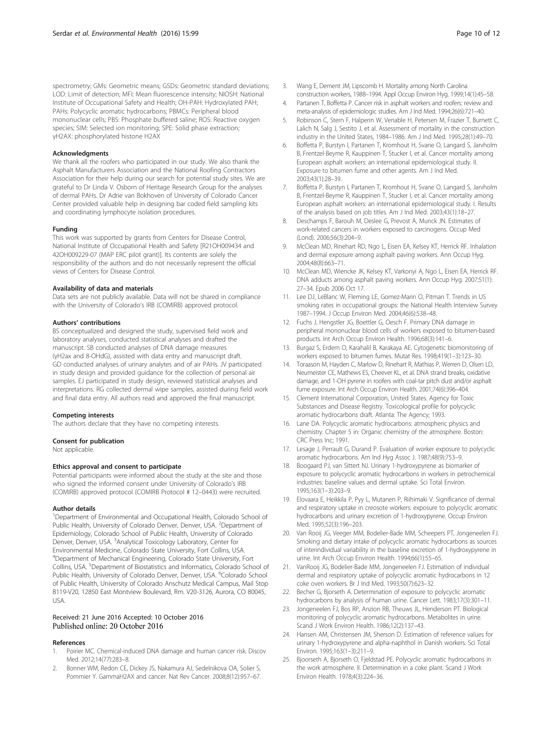spectrometry; GMs: Geometric means; GSDs: Geometric standard deviations; LOD: Limit of detection; MFI: Mean fluorescence intensity; NIOSH: National Institute of Occupational Safety and Health; OH-PAH: Hydroxylated PAH; PAHs: Polycyclic aromatic hydrocarbons; PBMCs: Peripheral blood mononuclear cells; PBS: Phosphate buffered saline; ROS: Reactive oxygen species; SIM: Selected ion monitoring; SPE: Solid phase extraction; γH2AX: phosphorylated histone H2AX

#### Acknowledgments

We thank all the roofers who participated in our study. We also thank the Asphalt Manufacturers Association and the National Roofing Contractors Association for their help during our search for potential study sites. We are grateful to Dr Linda V. Osborn of Heritage Research Group for the analyses of dermal PAHs. Dr Adrie van Bokhoven of University of Colorado Cancer Center provided valuable help in designing bar coded field sampling kits and coordinating lymphocyte isolation procedures.

#### Funding

This work was supported by grants from Centers for Disease Control, National Institute of Occupational Health and Safety [R21OH009434 and 42OH009229-07 (MAP ERC pilot grant)]. Its contents are solely the responsibility of the authors and do not necessarily represent the official views of Centers for Disease Control.

#### Availability of data and materials

Data sets are not publicly available. Data will not be shared in compliance with the University of Colorado's IRB (COMIRB) approved protocol.

#### Authors' contributions

BS conceptualized and designed the study, supervised field work and laboratory analyses, conducted statistical analyses and drafted the manuscript. SB conducted analyses of DNA damage measures (γH2ax and 8-OHdG), assisted with data entry and manuscript draft. GD conducted analyses of urinary analytes and of air PAHs. JV participated in study design and provided guidance for the collection of personal air samples. EJ participated in study design, reviewed statistical analyses and interpretations. RG collected dermal wipe samples, assisted during field work and final data entry. All authors read and approved the final manuscript.

#### Competing interests

The authors declare that they have no competing interests.

#### Consent for publication

Not applicable.

#### Ethics approval and consent to participate

Potential participants were informed about the study at the site and those who signed the informed consent under University of Colorado's IRB (COMIRB) approved protocol (COMIRB Protocol # 12–0443) were recruited.

#### Author details

[1]Department of Environmental and Occupational Health, Colorado School of Public Health, University of Colorado Denver, Denver, USA. [2]Department of Epidemiology, Colorado School of Public Health, University of Colorado Denver, Denver, USA. [3]Analytical Toxicology Laboratory, Center for Environmental Medicine, Colorado State University, Fort Collins, USA. [4]Department of Mechanical Engineering, Colorado State University, Fort Collins, USA. [5]Department of Biostatistics and Informatics, Colorado School of Public Health, University of Colorado Denver, Denver, USA. [6]Colorado School of Public Health, University of Colorado Anschutz Medical Campus, Mail Stop B119-V20, 12850 East Montview Boulevard, Rm. V20-3126, Aurora, CO 80045, USA.

Received: 21 June 2016 Accepted: 10 October 2016
Published online: 20 October 2016

#### References

1. Poirier MC. Chemical-induced DNA damage and human cancer risk. Discov Med. 2012;14(77):283–8.
2. Bonner WM, Redon CE, Dickey JS, Nakamura AJ, Sedelnikova OA, Solier S, Pommier Y. GammaH2AX and cancer. Nat Rev Cancer. 2008;8(12):957–67.
3. Wang E, Dement JM, Lipscomb H. Mortality among North Carolina construction workers, 1988–1994. Appl Occup Environ Hyg. 1999;14(1):45–58.
4. Partanen T, Boffetta P. Cancer risk in asphalt workers and roofers: review and meta-analysis of epidemiologic studies. Am J Ind Med. 1994;26(6):721–40.
5. Robinson C, Stern F, Halperin W, Venable H, Petersen M, Frazier T, Burnett C, Lalich N, Salg J, Sestito J, et al. Assessment of mortality in the construction industry in the United States, 1984–1986. Am J Ind Med. 1995;28(1):49–70.
6. Boffetta P, Burstyn I, Partanen T, Kromhout H, Svane O, Langard S, Jarvholm B, Frentzel-Beyme R, Kauppinen T, Stucker I, et al. Cancer mortality among European asphalt workers: an international epidemiological study. II. Exposure to bitumen fume and other agents. Am J Ind Med. 2003;43(1):28–39.
7. Boffetta P, Burstyn I, Partanen T, Kromhout H, Svane O, Langard S, Jarvholm B, Frentzel-Beyme R, Kauppinen T, Stucker I, et al. Cancer mortality among European asphalt workers: an international epidemiological study. I. Results of the analysis based on job titles. Am J Ind Med. 2003;43(1):18–27.
8. Deschamps F, Barouh M, Deslee G, Prevost A, Munck JN. Estimates of work-related cancers in workers exposed to carcinogens. Occup Med (Lond). 2006;56(3):204–9.
9. McClean MD, Rinehart RD, Ngo L, Eisen EA, Kelsey KT, Herrick RF. Inhalation and dermal exposure among asphalt paving workers. Ann Occup Hyg. 2004;48(8):663–71.
10. McClean MD, Wiencke JK, Kelsey KT, Varkonyi A, Ngo L, Eisen EA, Herrick RF. DNA adducts among asphalt paving workers. Ann Occup Hyg. 2007;51(1): 27–34. Epub 2006 Oct 17.
11. Lee DJ, LeBlanc W, Fleming LE, Gomez-Marin O, Pitman T. Trends in US smoking rates in occupational groups: the National Health Interview Survey 1987–1994. J Occup Environ Med. 2004;46(6):538–48.
12. Fuchs J, Hengstler JG, Boettler G, Oesch F. Primary DNA damage in peripheral mononuclear blood cells of workers exposed to bitumen-based products. Int Arch Occup Environ Health. 1996;68(3):141–6.
13. Burgaz S, Erdem O, Karahalil B, Karakaya AE. Cytogenetic biomonitoring of workers exposed to bitumen fumes. Mutat Res. 1998;419(1–3):123–30.
14. Toraason M, Hayden C, Marlow D, Rinehart R, Mathias P, Werren D, Olsen LD, Neumeister CE, Mathews ES, Cheever KL, et al. DNA strand breaks, oxidative damage, and 1-OH pyrene in roofers with coal-tar pitch dust and/or asphalt fume exposure. Int Arch Occup Environ Health. 2001;74(6):396–404.
15. Clement International Corporation, United States. Agency for Toxic Substances and Disease Registry. Toxicological profile for polycyclic aromatic hydrocarbons draft. Atlanta: The Agency; 1993.
16. Lane DA. Polycyclic aromatic hydrocarbons: atmospheric physics and chemistry. Chapter 5 in: Organic chemistry of the atmosphere. Boston: CRC Press Inc; 1991.
17. Lesage J, Perrault G, Durand P. Evaluation of worker exposure to polycyclic aromatic hydrocarbons. Am Ind Hyg Assoc J. 1987;48(9):753–9.
18. Boogaard PJ, van Sittert NJ. Urinary 1-hydroxypyrene as biomarker of exposure to polycyclic aromatic hydrocarbons in workers in petrochemical industries: baseline values and dermal uptake. Sci Total Environ. 1995;163(1–3):203–9.
19. Elovaara E, Heikkila P, Pyy L, Mutanen P, Riihimaki V. Significance of dermal and respiratory uptake in creosote workers: exposure to polycyclic aromatic hydrocarbons and urinary excretion of 1-hydroxypyrene. Occup Environ Med. 1995;52(3):196–203.
20. Van Rooij JG, Veeger MM, Bodelier-Bade MM, Scheepers PT, Jongeneelen FJ. Smoking and dietary intake of polycyclic aromatic hydrocarbons as sources of interindividual variability in the baseline excretion of 1-hydroxypyrene in urine. Int Arch Occup Environ Health. 1994;66(1):55–65.
21. VanRooij JG, Bodelier-Bade MM, Jongeneelen FJ. Estimation of individual dermal and respiratory uptake of polycyclic aromatic hydrocarbons in 12 coke oven workers. Br J Ind Med. 1993;50(7):623–32.
22. Becher G, Bjorseth A. Determination of exposure to polycyclic aromatic hydrocarbons by analysis of human urine. Cancer Lett. 1983;17(3):301–11.
23. Jongeneelen FJ, Bos RP, Anzion RB, Theuws JL, Henderson PT. Biological monitoring of polycyclic aromatic hydrocarbons. Metabolites in urine. Scand J Work Environ Health. 1986;12(2):137–43.
24. Hansen AM, Christensen JM, Sherson D. Estimation of reference values for urinary 1-hydroxypyrene and alpha-naphthol in Danish workers. Sci Total Environ. 1995;163(1–3):211–9.
25. Bjoorseth A, Bjorseth O, Fjeldstad PE. Polycyclic aromatic hydrocarbons in the work atmosphere. II. Determination in a coke plant. Scand J Work Environ Health. 1978;4(3):224–36.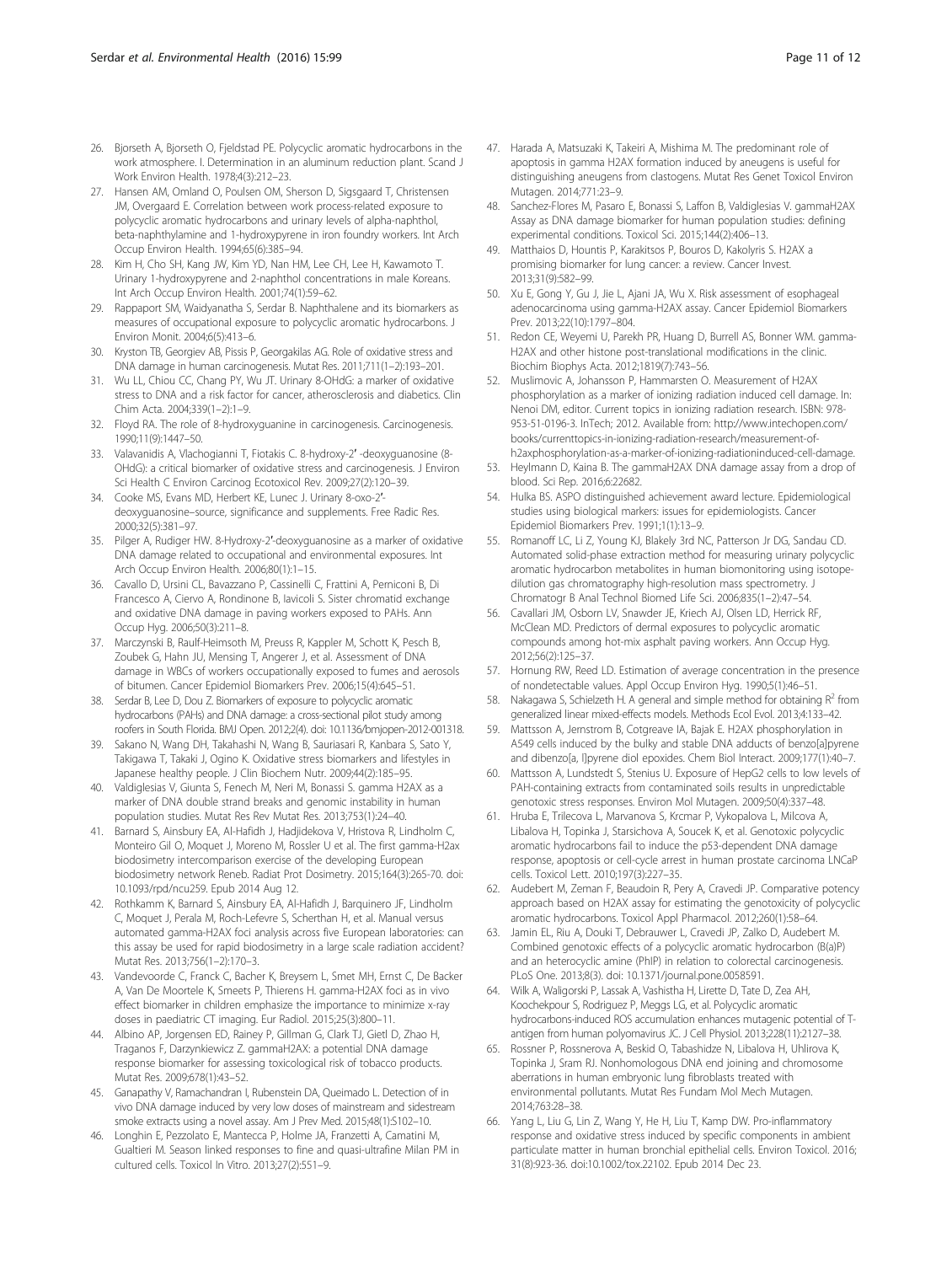26. Bjorseth A, Bjorseth O, Fjeldstad PE. Polycyclic aromatic hydrocarbons in the work atmosphere. I. Determination in an aluminum reduction plant. Scand J Work Environ Health. 1978;4(3):212–23.
27. Hansen AM, Omland O, Poulsen OM, Sherson D, Sigsgaard T, Christensen JM, Overgaard E. Correlation between work process-related exposure to polycyclic aromatic hydrocarbons and urinary levels of alpha-naphthol, beta-naphthylamine and 1-hydroxypyrene in iron foundry workers. Int Arch Occup Environ Health. 1994;65(6):385–94.
28. Kim H, Cho SH, Kang JW, Kim YD, Nan HM, Lee CH, Lee H, Kawamoto T. Urinary 1-hydroxypyrene and 2-naphthol concentrations in male Koreans. Int Arch Occup Environ Health. 2001;74(1):59–62.
29. Rappaport SM, Waidyanatha S, Serdar B. Naphthalene and its biomarkers as measures of occupational exposure to polycyclic aromatic hydrocarbons. J Environ Monit. 2004;6(5):413–6.
30. Kryston TB, Georgiev AB, Pissis P, Georgakilas AG. Role of oxidative stress and DNA damage in human carcinogenesis. Mutat Res. 2011;711(1–2):193–201.
31. Wu LL, Chiou CC, Chang PY, Wu JT. Urinary 8-OHdG: a marker of oxidative stress to DNA and a risk factor for cancer, atherosclerosis and diabetics. Clin Chim Acta. 2004;339(1–2):1–9.
32. Floyd RA. The role of 8-hydroxyguanine in carcinogenesis. Carcinogenesis. 1990;11(9):1447–50.
33. Valavanidis A, Vlachogianni T, Fiotakis C. 8-hydroxy-2′ -deoxyguanosine (8-OHdG): a critical biomarker of oxidative stress and carcinogenesis. J Environ Sci Health C Environ Carcinog Ecotoxicol Rev. 2009;27(2):120–39.
34. Cooke MS, Evans MD, Herbert KE, Lunec J. Urinary 8-oxo-2′-deoxyguanosine–source, significance and supplements. Free Radic Res. 2000;32(5):381–97.
35. Pilger A, Rudiger HW. 8-Hydroxy-2′-deoxyguanosine as a marker of oxidative DNA damage related to occupational and environmental exposures. Int Arch Occup Environ Health. 2006;80(1):1–15.
36. Cavallo D, Ursini CL, Bavazzano P, Cassinelli C, Frattini A, Perniconi B, Di Francesco A, Ciervo A, Rondinone B, Iavicoli S. Sister chromatid exchange and oxidative DNA damage in paving workers exposed to PAHs. Ann Occup Hyg. 2006;50(3):211–8.
37. Marczynski B, Raulf-Heimsoth M, Preuss R, Kappler M, Schott K, Pesch B, Zoubek G, Hahn JU, Mensing T, Angerer J, et al. Assessment of DNA damage in WBCs of workers occupationally exposed to fumes and aerosols of bitumen. Cancer Epidemiol Biomarkers Prev. 2006;15(4):645–51.
38. Serdar B, Lee D, Dou Z. Biomarkers of exposure to polycyclic aromatic hydrocarbons (PAHs) and DNA damage: a cross-sectional pilot study among roofers in South Florida. BMJ Open. 2012;2(4). doi: 10.1136/bmjopen-2012-001318.
39. Sakano N, Wang DH, Takahashi N, Wang B, Sauriasari R, Kanbara S, Sato Y, Takigawa T, Takaki J, Ogino K. Oxidative stress biomarkers and lifestyles in Japanese healthy people. J Clin Biochem Nutr. 2009;44(2):185–95.
40. Valdiglesias V, Giunta S, Fenech M, Neri M, Bonassi S. gamma H2AX as a marker of DNA double strand breaks and genomic instability in human population studies. Mutat Res Rev Mutat Res. 2013;753(1):24–40.
41. Barnard S, Ainsbury EA, Al-Hafidh J, Hadjidekova V, Hristova R, Lindholm C, Monteiro Gil O, Moquet J, Moreno M, Rossler U et al. The first gamma-H2ax biodosimetry intercomparison exercise of the developing European biodosimetry network Reneb. Radiat Prot Dosimetry. 2015;164(3):265-70. doi: 10.1093/rpd/ncu259. Epub 2014 Aug 12.
42. Rothkamm K, Barnard S, Ainsbury EA, Al-Hafidh J, Barquinero JF, Lindholm C, Moquet J, Perala M, Roch-Lefevre S, Scherthan H, et al. Manual versus automated gamma-H2AX foci analysis across five European laboratories: can this assay be used for rapid biodosimetry in a large scale radiation accident? Mutat Res. 2013;756(1–2):170–3.
43. Vandevoorde C, Franck C, Bacher K, Breysem L, Smet MH, Ernst C, De Backer A, Van De Moortele K, Smeets P, Thierens H. gamma-H2AX foci as in vivo effect biomarker in children emphasize the importance to minimize x-ray doses in paediatric CT imaging. Eur Radiol. 2015;25(3):800–11.
44. Albino AP, Jorgensen ED, Rainey P, Gillman G, Clark TJ, Gietl D, Zhao H, Traganos F, Darzynkiewicz Z. gammaH2AX: a potential DNA damage response biomarker for assessing toxicological risk of tobacco products. Mutat Res. 2009;678(1):43–52.
45. Ganapathy V, Ramachandran I, Rubenstein DA, Queimado L. Detection of in vivo DNA damage induced by very low doses of mainstream and sidestream smoke extracts using a novel assay. Am J Prev Med. 2015;48(1):S102–10.
46. Longhin E, Pezzolato E, Mantecca P, Holme JA, Franzetti A, Camatini M, Gualtieri M. Season linked responses to fine and quasi-ultrafine Milan PM in cultured cells. Toxicol In Vitro. 2013;27(2):551–9.
47. Harada A, Matsuzaki K, Takeiri A, Mishima M. The predominant role of apoptosis in gamma H2AX formation induced by aneugens is useful for distinguishing aneugens from clastogens. Mutat Res Genet Toxicol Environ Mutagen. 2014;771:23–9.
48. Sanchez-Flores M, Pasaro E, Bonassi S, Laffon B, Valdiglesias V. gammaH2AX Assay as DNA damage biomarker for human population studies: defining experimental conditions. Toxicol Sci. 2015;144(2):406–13.
49. Matthaios D, Hountis P, Karakitsos P, Bouros D, Kakolyris S. H2AX a promising biomarker for lung cancer: a review. Cancer Invest. 2013;31(9):582–99.
50. Xu E, Gong Y, Gu J, Jie L, Ajani JA, Wu X. Risk assessment of esophageal adenocarcinoma using gamma-H2AX assay. Cancer Epidemiol Biomarkers Prev. 2013;22(10):1797–804.
51. Redon CE, Weyemi U, Parekh PR, Huang D, Burrell AS, Bonner WM. gamma-H2AX and other histone post-translational modifications in the clinic. Biochim Biophys Acta. 2012;1819(7):743–56.
52. Muslimovic A, Johansson P, Hammarsten O. Measurement of H2AX phosphorylation as a marker of ionizing radiation induced cell damage. In: Nenoi DM, editor. Current topics in ionizing radiation research. ISBN: 978-953-51-0196-3. InTech; 2012. Available from: http://www.intechopen.com/books/currenttopics-in-ionizing-radiation-research/measurement-of-h2axphosphorylation-as-a-marker-of-ionizing-radiationinduced-cell-damage.
53. Heylmann D, Kaina B. The gammaH2AX DNA damage assay from a drop of blood. Sci Rep. 2016;6:22682.
54. Hulka BS. ASPO distinguished achievement award lecture. Epidemiological studies using biological markers: issues for epidemiologists. Cancer Epidemiol Biomarkers Prev. 1991;1(1):13–9.
55. Romanoff LC, Li Z, Young KJ, Blakely 3rd NC, Patterson Jr DG, Sandau CD. Automated solid-phase extraction method for measuring urinary polycyclic aromatic hydrocarbon metabolites in human biomonitoring using isotope-dilution gas chromatography high-resolution mass spectrometry. J Chromatogr B Anal Technol Biomed Life Sci. 2006;835(1–2):47–54.
56. Cavallari JM, Osborn LV, Snawder JE, Kriech AJ, Olsen LD, Herrick RF, McClean MD. Predictors of dermal exposures to polycyclic aromatic compounds among hot-mix asphalt paving workers. Ann Occup Hyg. 2012;56(2):125–37.
57. Hornung RW, Reed LD. Estimation of average concentration in the presence of nondetectable values. Appl Occup Environ Hyg. 1990;5(1):46–51.
58. Nakagawa S, Schielzeth H. A general and simple method for obtaining $R^2$ from generalized linear mixed-effects models. Methods Ecol Evol. 2013;4:133–42.
59. Mattsson A, Jernstrom B, Cotgreave IA, Bajak E. H2AX phosphorylation in A549 cells induced by the bulky and stable DNA adducts of benzo[a]pyrene and dibenzo[a, l]pyrene diol epoxides. Chem Biol Interact. 2009;177(1):40–7.
60. Mattsson A, Lundstedt S, Stenius U. Exposure of HepG2 cells to low levels of PAH-containing extracts from contaminated soils results in unpredictable genotoxic stress responses. Environ Mol Mutagen. 2009;50(4):337–48.
61. Hruba E, Trilecova L, Marvanova S, Krcmar P, Vykopalova L, Milcova A, Libalova H, Topinka J, Starsichova A, Soucek K, et al. Genotoxic polycyclic aromatic hydrocarbons fail to induce the p53-dependent DNA damage response, apoptosis or cell-cycle arrest in human prostate carcinoma LNCaP cells. Toxicol Lett. 2010;197(3):227–35.
62. Audebert M, Zeman F, Beaudoin R, Pery A, Cravedi JP. Comparative potency approach based on H2AX assay for estimating the genotoxicity of polycyclic aromatic hydrocarbons. Toxicol Appl Pharmacol. 2012;260(1):58–64.
63. Jamin EL, Riu A, Douki T, Debrauwer L, Cravedi JP, Zalko D, Audebert M. Combined genotoxic effects of a polycyclic aromatic hydrocarbon (B(a)P) and an heterocyclic amine (PhIP) in relation to colorectal carcinogenesis. PLoS One. 2013;8(3). doi: 10.1371/journal.pone.0058591.
64. Wilk A, Waligorski P, Lassak A, Vashistha H, Lirette D, Tate D, Zea AH, Koochekpour S, Rodriguez P, Meggs LG, et al. Polycyclic aromatic hydrocarbons-induced ROS accumulation enhances mutagenic potential of T-antigen from human polyomavirus JC. J Cell Physiol. 2013;228(11):2127–38.
65. Rossner P, Rossnerova A, Beskid O, Tabashidze N, Libalova H, Uhlirova K, Topinka J, Sram RJ. Nonhomologous DNA end joining and chromosome aberrations in human embryonic lung fibroblasts treated with environmental pollutants. Mutat Res Fundam Mol Mech Mutagen. 2014;763:28–38.
66. Yang L, Liu G, Lin Z, Wang Y, He H, Liu T, Kamp DW. Pro-inflammatory response and oxidative stress induced by specific components in ambient particulate matter in human bronchial epithelial cells. Environ Toxicol. 2016; 31(8):923-36. doi:10.1002/tox.22102. Epub 2014 Dec 23.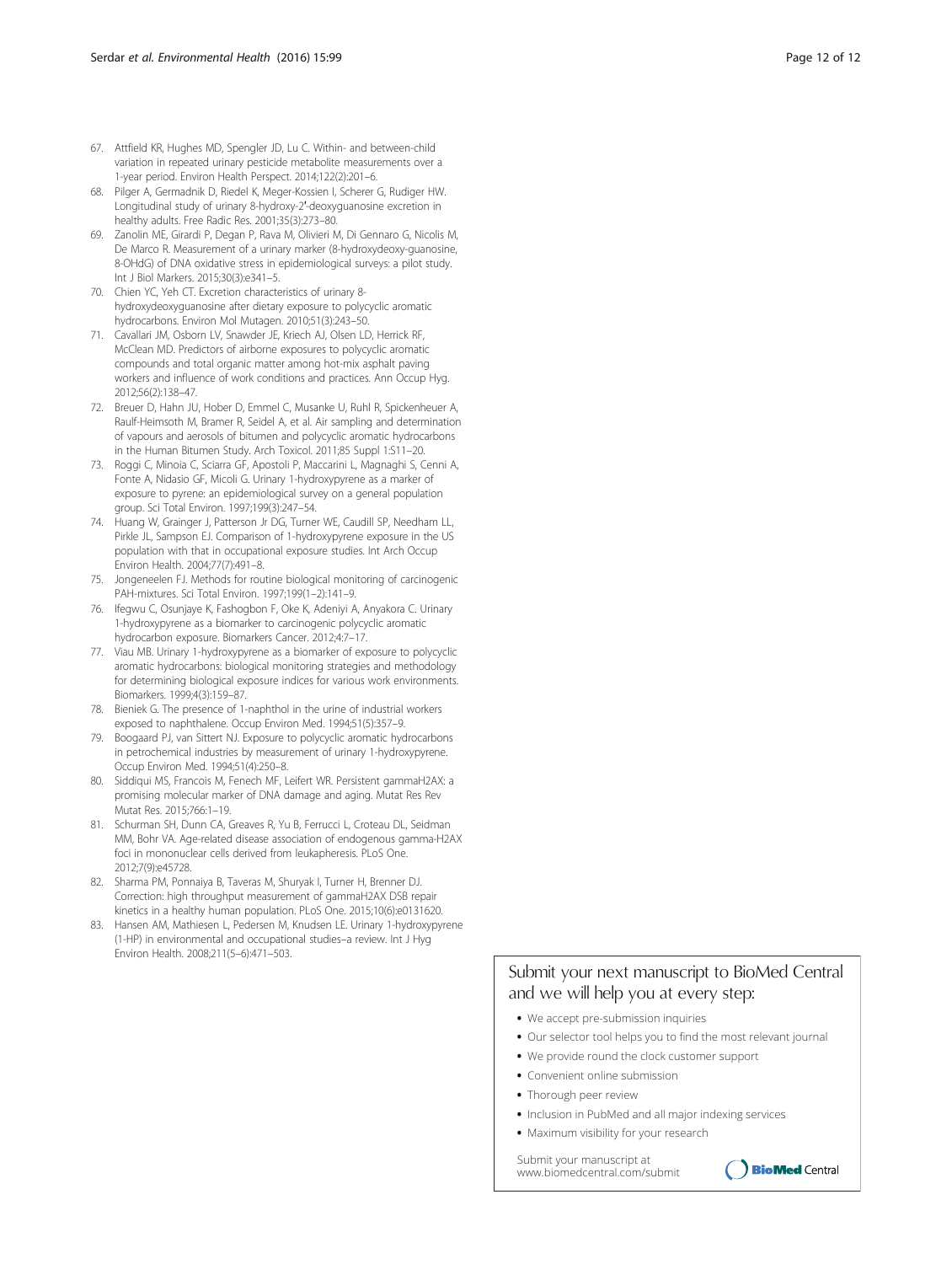67. Attfield KR, Hughes MD, Spengler JD, Lu C. Within- and between-child variation in repeated urinary pesticide metabolite measurements over a 1-year period. Environ Health Perspect. 2014;122(2):201–6.
68. Pilger A, Germadnik D, Riedel K, Meger-Kossien I, Scherer G, Rudiger HW. Longitudinal study of urinary 8-hydroxy-2′-deoxyguanosine excretion in healthy adults. Free Radic Res. 2001;35(3):273–80.
69. Zanolin ME, Girardi P, Degan P, Rava M, Olivieri M, Di Gennaro G, Nicolis M, De Marco R. Measurement of a urinary marker (8-hydroxydeoxy-guanosine, 8-OHdG) of DNA oxidative stress in epidemiological surveys: a pilot study. Int J Biol Markers. 2015;30(3):e341–5.
70. Chien YC, Yeh CT. Excretion characteristics of urinary 8-hydroxydeoxyguanosine after dietary exposure to polycyclic aromatic hydrocarbons. Environ Mol Mutagen. 2010;51(3):243–50.
71. Cavallari JM, Osborn LV, Snawder JE, Kriech AJ, Olsen LD, Herrick RF, McClean MD. Predictors of airborne exposures to polycyclic aromatic compounds and total organic matter among hot-mix asphalt paving workers and influence of work conditions and practices. Ann Occup Hyg. 2012;56(2):138–47.
72. Breuer D, Hahn JU, Hober D, Emmel C, Musanke U, Ruhl R, Spickenheuer A, Raulf-Heimsoth M, Bramer R, Seidel A, et al. Air sampling and determination of vapours and aerosols of bitumen and polycyclic aromatic hydrocarbons in the Human Bitumen Study. Arch Toxicol. 2011;85 Suppl 1:S11–20.
73. Roggi C, Minoia C, Sciarra GF, Apostoli P, Maccarini L, Magnaghi S, Cenni A, Fonte A, Nidasio GF, Micoli G. Urinary 1-hydroxypyrene as a marker of exposure to pyrene: an epidemiological survey on a general population group. Sci Total Environ. 1997;199(3):247–54.
74. Huang W, Grainger J, Patterson Jr DG, Turner WE, Caudill SP, Needham LL, Pirkle JL, Sampson EJ. Comparison of 1-hydroxypyrene exposure in the US population with that in occupational exposure studies. Int Arch Occup Environ Health. 2004;77(7):491–8.
75. Jongeneelen FJ. Methods for routine biological monitoring of carcinogenic PAH-mixtures. Sci Total Environ. 1997;199(1–2):141–9.
76. Ifegwu C, Osunjaye K, Fashogbon F, Oke K, Adeniyi A, Anyakora C. Urinary 1-hydroxypyrene as a biomarker to carcinogenic polycyclic aromatic hydrocarbon exposure. Biomarkers Cancer. 2012;4:7–17.
77. Viau MB. Urinary 1-hydroxypyrene as a biomarker of exposure to polycyclic aromatic hydrocarbons: biological monitoring strategies and methodology for determining biological exposure indices for various work environments. Biomarkers. 1999;4(3):159–87.
78. Bieniek G. The presence of 1-naphthol in the urine of industrial workers exposed to naphthalene. Occup Environ Med. 1994;51(5):357–9.
79. Boogaard PJ, van Sittert NJ. Exposure to polycyclic aromatic hydrocarbons in petrochemical industries by measurement of urinary 1-hydroxypyrene. Occup Environ Med. 1994;51(4):250–8.
80. Siddiqui MS, Francois M, Fenech MF, Leifert WR. Persistent gammaH2AX: a promising molecular marker of DNA damage and aging. Mutat Res Rev Mutat Res. 2015;766:1–19.
81. Schurman SH, Dunn CA, Greaves R, Yu B, Ferrucci L, Croteau DL, Seidman MM, Bohr VA. Age-related disease association of endogenous gamma-H2AX foci in mononuclear cells derived from leukapheresis. PLoS One. 2012;7(9):e45728.
82. Sharma PM, Ponnaiya B, Taveras M, Shuryak I, Turner H, Brenner DJ. Correction: high throughput measurement of gammaH2AX DSB repair kinetics in a healthy human population. PLoS One. 2015;10(6):e0131620.
83. Hansen AM, Mathiesen L, Pedersen M, Knudsen LE. Urinary 1-hydroxypyrene (1-HP) in environmental and occupational studies–a review. Int J Hyg Environ Health. 2008;211(5–6):471–503.

Submit your next manuscript to BioMed Central and we will help you at every step:

- We accept pre-submission inquiries
- Our selector tool helps you to find the most relevant journal
- We provide round the clock customer support
- Convenient online submission
- Thorough peer review
- Inclusion in PubMed and all major indexing services
- Maximum visibility for your research

Submit your manuscript at www.biomedcentral.com/submit

BioMed Central